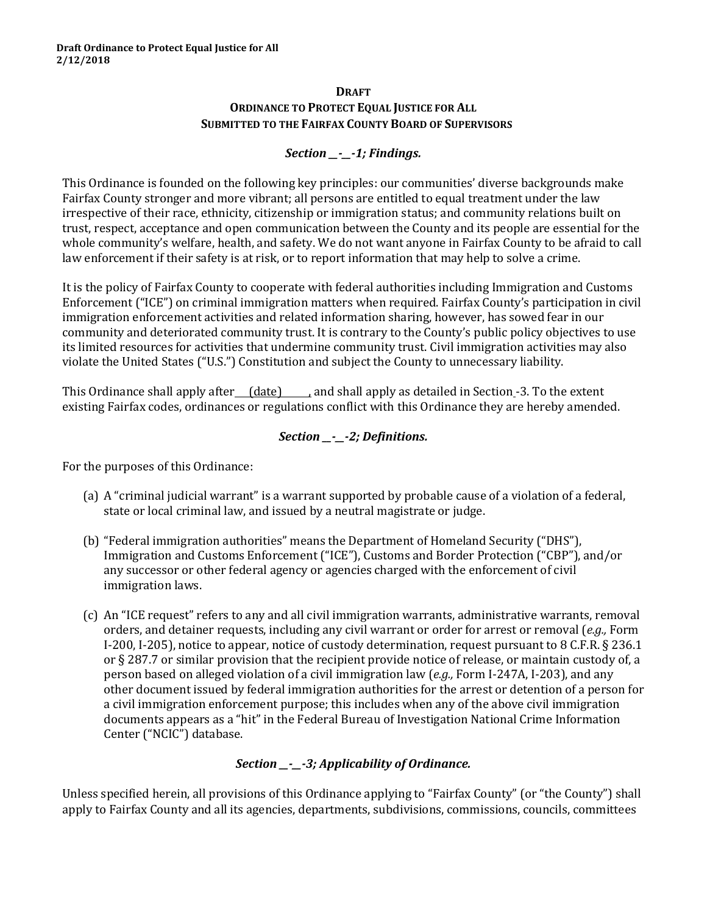**Draft Ordinance to Protect Equal Justice for All**
**2/12/2018**

**DRAFT**
**ORDINANCE TO PROTECT EQUAL JUSTICE FOR ALL**
**SUBMITTED TO THE FAIRFAX COUNTY BOARD OF SUPERVISORS**

### *Section __-__-1; Findings.*

This Ordinance is founded on the following key principles: our communities' diverse backgrounds make Fairfax County stronger and more vibrant; all persons are entitled to equal treatment under the law irrespective of their race, ethnicity, citizenship or immigration status; and community relations built on trust, respect, acceptance and open communication between the County and its people are essential for the whole community's welfare, health, and safety. We do not want anyone in Fairfax County to be afraid to call law enforcement if their safety is at risk, or to report information that may help to solve a crime.

It is the policy of Fairfax County to cooperate with federal authorities including Immigration and Customs Enforcement ("ICE") on criminal immigration matters when required. Fairfax County's participation in civil immigration enforcement activities and related information sharing, however, has sowed fear in our community and deteriorated community trust. It is contrary to the County's public policy objectives to use its limited resources for activities that undermine community trust. Civil immigration activities may also violate the United States ("U.S.") Constitution and subject the County to unnecessary liability.

This Ordinance shall apply after ___(date)_____, and shall apply as detailed in Section -3. To the extent existing Fairfax codes, ordinances or regulations conflict with this Ordinance they are hereby amended.

### *Section __-__-2; Definitions.*

For the purposes of this Ordinance:

(a) A "criminal judicial warrant" is a warrant supported by probable cause of a violation of a federal, state or local criminal law, and issued by a neutral magistrate or judge.

(b) "Federal immigration authorities" means the Department of Homeland Security ("DHS"), Immigration and Customs Enforcement ("ICE"), Customs and Border Protection ("CBP"), and/or any successor or other federal agency or agencies charged with the enforcement of civil immigration laws.

(c) An "ICE request" refers to any and all civil immigration warrants, administrative warrants, removal orders, and detainer requests, including any civil warrant or order for arrest or removal (*e.g.,* Form I-200, I-205), notice to appear, notice of custody determination, request pursuant to 8 C.F.R. § 236.1 or § 287.7 or similar provision that the recipient provide notice of release, or maintain custody of, a person based on alleged violation of a civil immigration law (*e.g.,* Form I-247A, I-203), and any other document issued by federal immigration authorities for the arrest or detention of a person for a civil immigration enforcement purpose; this includes when any of the above civil immigration documents appears as a "hit" in the Federal Bureau of Investigation National Crime Information Center ("NCIC") database.

### *Section __-__-3; Applicability of Ordinance.*

Unless specified herein, all provisions of this Ordinance applying to "Fairfax County" (or "the County") shall apply to Fairfax County and all its agencies, departments, subdivisions, commissions, councils, committees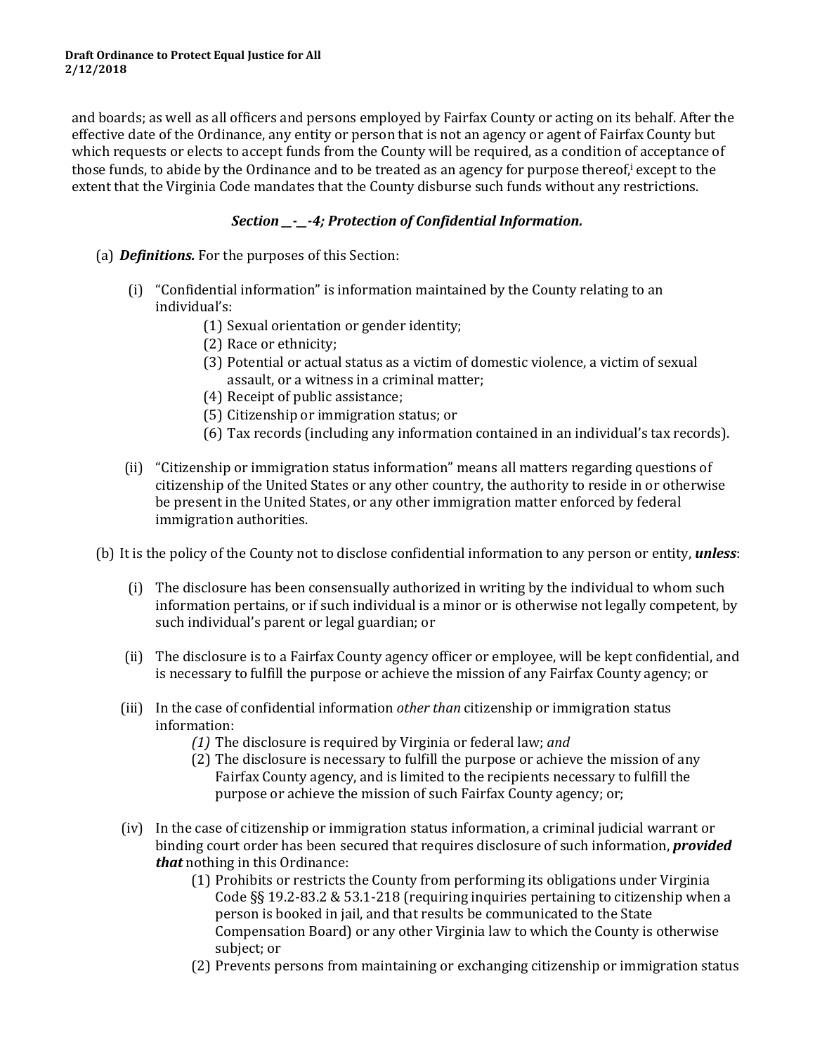and boards; as well as all officers and persons employed by Fairfax County or acting on its behalf. After the effective date of the Ordinance, any entity or person that is not an agency or agent of Fairfax County but which requests or elects to accept funds from the County will be required, as a condition of acceptance of those funds, to abide by the Ordinance and to be treated as an agency for purpose thereof,[i] except to the extent that the Virginia Code mandates that the County disburse such funds without any restrictions.

### ***Section __-__-4; Protection of Confidential Information.***

(a) ***Definitions.*** For the purposes of this Section:

(i) "Confidential information" is information maintained by the County relating to an individual's:

(1) Sexual orientation or gender identity;

(2) Race or ethnicity;

(3) Potential or actual status as a victim of domestic violence, a victim of sexual assault, or a witness in a criminal matter;

(4) Receipt of public assistance;

(5) Citizenship or immigration status; or

(6) Tax records (including any information contained in an individual's tax records).

(ii) "Citizenship or immigration status information" means all matters regarding questions of citizenship of the United States or any other country, the authority to reside in or otherwise be present in the United States, or any other immigration matter enforced by federal immigration authorities.

(b) It is the policy of the County not to disclose confidential information to any person or entity, ***unless***:

(i) The disclosure has been consensually authorized in writing by the individual to whom such information pertains, or if such individual is a minor or is otherwise not legally competent, by such individual's parent or legal guardian; or

(ii) The disclosure is to a Fairfax County agency officer or employee, will be kept confidential, and is necessary to fulfill the purpose or achieve the mission of any Fairfax County agency; or

(iii) In the case of confidential information *other than* citizenship or immigration status information:

*(1)* The disclosure is required by Virginia or federal law; *and*

(2) The disclosure is necessary to fulfill the purpose or achieve the mission of any Fairfax County agency, and is limited to the recipients necessary to fulfill the purpose or achieve the mission of such Fairfax County agency; or;

(iv) In the case of citizenship or immigration status information, a criminal judicial warrant or binding court order has been secured that requires disclosure of such information, ***provided that*** nothing in this Ordinance:

(1) Prohibits or restricts the County from performing its obligations under Virginia Code §§ 19.2-83.2 & 53.1-218 (requiring inquiries pertaining to citizenship when a person is booked in jail, and that results be communicated to the State Compensation Board) or any other Virginia law to which the County is otherwise subject; or

(2) Prevents persons from maintaining or exchanging citizenship or immigration status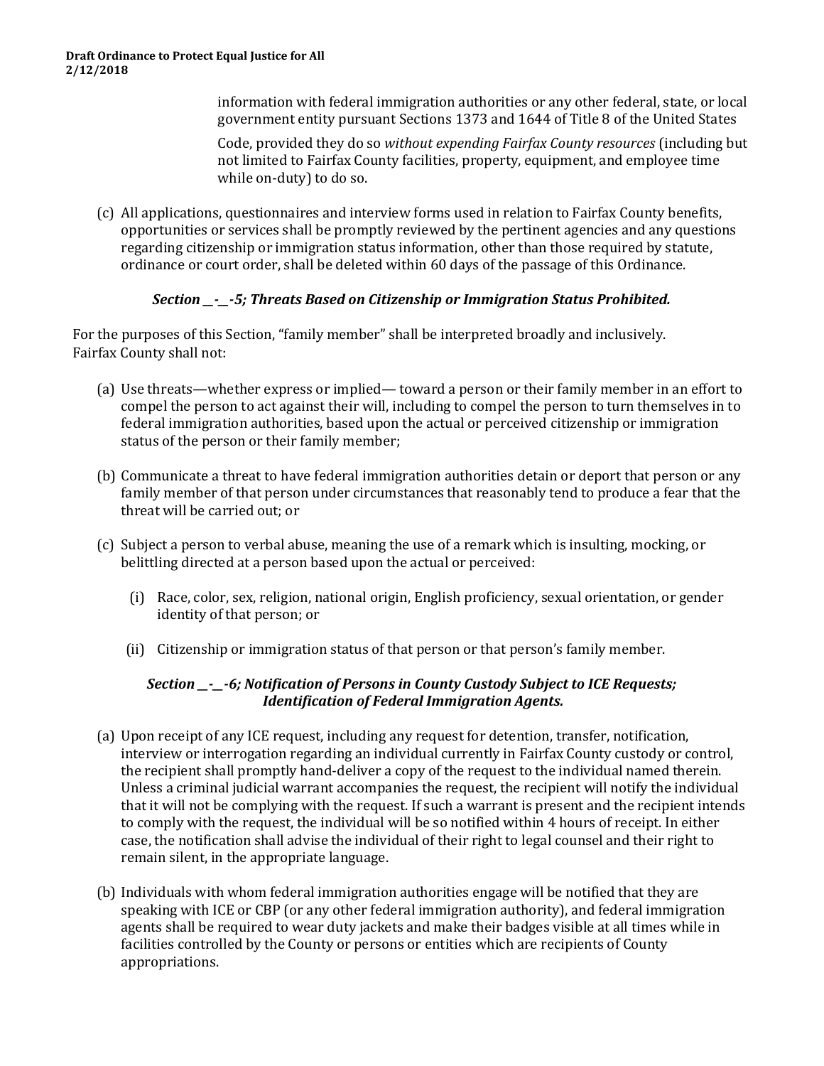information with federal immigration authorities or any other federal, state, or local government entity pursuant Sections 1373 and 1644 of Title 8 of the United States Code, provided they do so *without expending Fairfax County resources* (including but not limited to Fairfax County facilities, property, equipment, and employee time while on-duty) to do so.

(c) All applications, questionnaires and interview forms used in relation to Fairfax County benefits, opportunities or services shall be promptly reviewed by the pertinent agencies and any questions regarding citizenship or immigration status information, other than those required by statute, ordinance or court order, shall be deleted within 60 days of the passage of this Ordinance.

### ***Section __-__-5; Threats Based on Citizenship or Immigration Status Prohibited.***

For the purposes of this Section, "family member" shall be interpreted broadly and inclusively. Fairfax County shall not:

(a) Use threats—whether express or implied— toward a person or their family member in an effort to compel the person to act against their will, including to compel the person to turn themselves in to federal immigration authorities, based upon the actual or perceived citizenship or immigration status of the person or their family member;

(b) Communicate a threat to have federal immigration authorities detain or deport that person or any family member of that person under circumstances that reasonably tend to produce a fear that the threat will be carried out; or

(c) Subject a person to verbal abuse, meaning the use of a remark which is insulting, mocking, or belittling directed at a person based upon the actual or perceived:

   (i) Race, color, sex, religion, national origin, English proficiency, sexual orientation, or gender identity of that person; or

   (ii) Citizenship or immigration status of that person or that person's family member.

### ***Section __-__-6; Notification of Persons in County Custody Subject to ICE Requests; Identification of Federal Immigration Agents.***

(a) Upon receipt of any ICE request, including any request for detention, transfer, notification, interview or interrogation regarding an individual currently in Fairfax County custody or control, the recipient shall promptly hand-deliver a copy of the request to the individual named therein. Unless a criminal judicial warrant accompanies the request, the recipient will notify the individual that it will not be complying with the request. If such a warrant is present and the recipient intends to comply with the request, the individual will be so notified within 4 hours of receipt. In either case, the notification shall advise the individual of their right to legal counsel and their right to remain silent, in the appropriate language.

(b) Individuals with whom federal immigration authorities engage will be notified that they are speaking with ICE or CBP (or any other federal immigration authority), and federal immigration agents shall be required to wear duty jackets and make their badges visible at all times while in facilities controlled by the County or persons or entities which are recipients of County appropriations.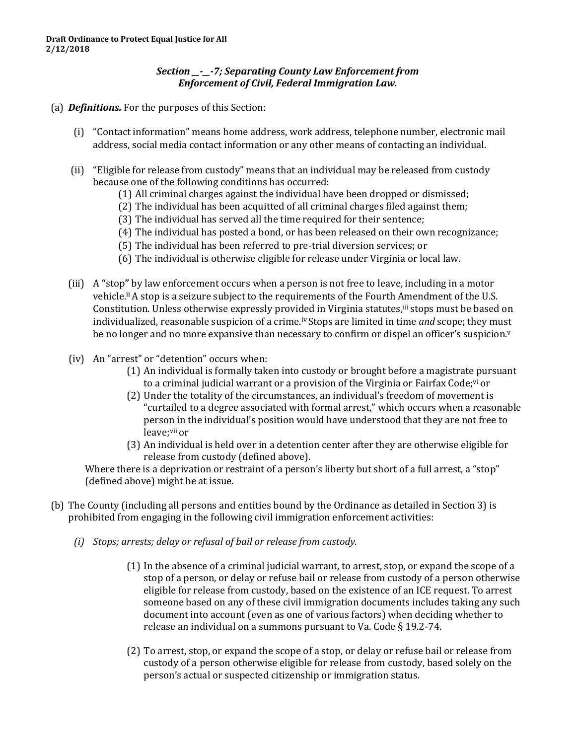**Draft Ordinance to Protect Equal Justice for All**
**2/12/2018**

***Section __-__-7; Separating County Law Enforcement from Enforcement of Civil, Federal Immigration Law.***

(a) ***Definitions.*** For the purposes of this Section:

(i) "Contact information" means home address, work address, telephone number, electronic mail address, social media contact information or any other means of contacting an individual.

(ii) "Eligible for release from custody" means that an individual may be released from custody because one of the following conditions has occurred:

(1) All criminal charges against the individual have been dropped or dismissed;
(2) The individual has been acquitted of all criminal charges filed against them;
(3) The individual has served all the time required for their sentence;
(4) The individual has posted a bond, or has been released on their own recognizance;
(5) The individual has been referred to pre-trial diversion services; or
(6) The individual is otherwise eligible for release under Virginia or local law.

(iii) A **"stop"** by law enforcement occurs when a person is not free to leave, including in a motor vehicle.[ii] A stop is a seizure subject to the requirements of the Fourth Amendment of the U.S. Constitution. Unless otherwise expressly provided in Virginia statutes,[iii] stops must be based on individualized, reasonable suspicion of a crime.[iv] Stops are limited in time *and* scope; they must be no longer and no more expansive than necessary to confirm or dispel an officer's suspicion.[v]

(iv) An "arrest" or "detention" occurs when:

(1) An individual is formally taken into custody or brought before a magistrate pursuant to a criminal judicial warrant or a provision of the Virginia or Fairfax Code;[vi] or
(2) Under the totality of the circumstances, an individual's freedom of movement is "curtailed to a degree associated with formal arrest," which occurs when a reasonable person in the individual's position would have understood that they are not free to leave;[vii] or
(3) An individual is held over in a detention center after they are otherwise eligible for release from custody (defined above).

Where there is a deprivation or restraint of a person's liberty but short of a full arrest, a "stop" (defined above) might be at issue.

(b) The County (including all persons and entities bound by the Ordinance as detailed in Section 3) is prohibited from engaging in the following civil immigration enforcement activities:

*(i) Stops; arrests; delay or refusal of bail or release from custody.*

(1) In the absence of a criminal judicial warrant, to arrest, stop, or expand the scope of a stop of a person, or delay or refuse bail or release from custody of a person otherwise eligible for release from custody, based on the existence of an ICE request. To arrest someone based on any of these civil immigration documents includes taking any such document into account (even as one of various factors) when deciding whether to release an individual on a summons pursuant to Va. Code § 19.2-74.

(2) To arrest, stop, or expand the scope of a stop, or delay or refuse bail or release from custody of a person otherwise eligible for release from custody, based solely on the person's actual or suspected citizenship or immigration status.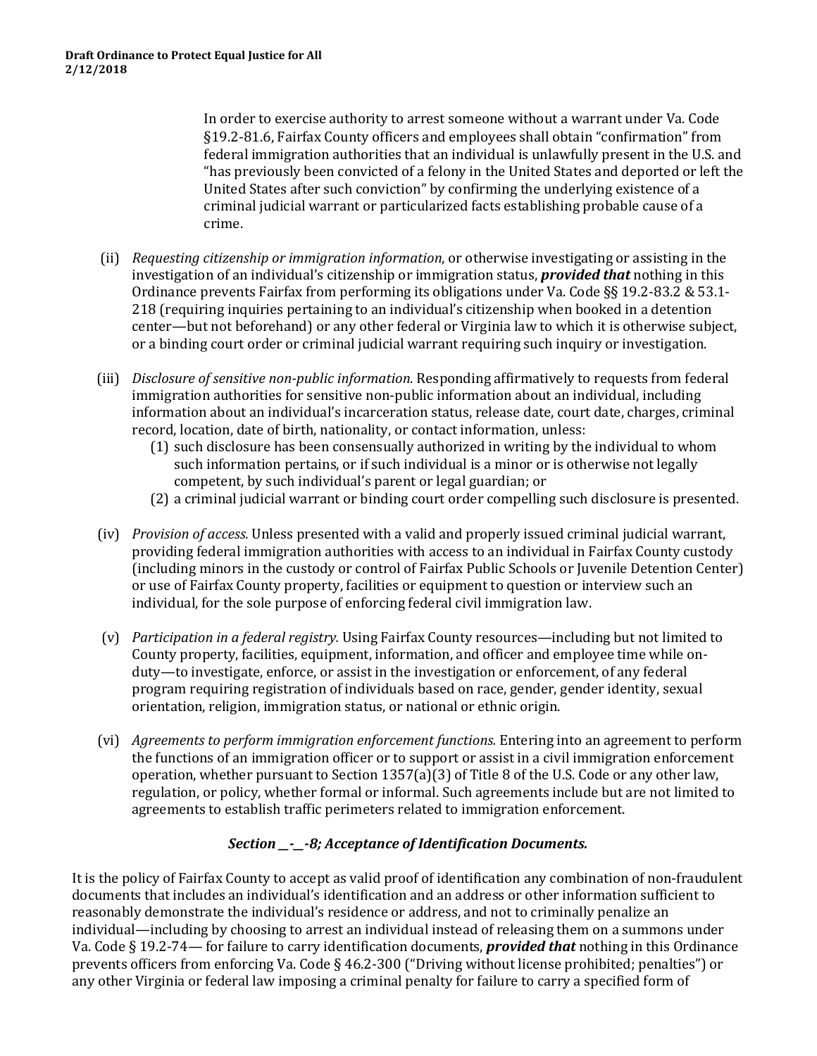In order to exercise authority to arrest someone without a warrant under Va. Code §19.2-81.6, Fairfax County officers and employees shall obtain "confirmation" from federal immigration authorities that an individual is unlawfully present in the U.S. and "has previously been convicted of a felony in the United States and deported or left the United States after such conviction" by confirming the underlying existence of a criminal judicial warrant or particularized facts establishing probable cause of a crime.

(ii) *Requesting citizenship or immigration information*, or otherwise investigating or assisting in the investigation of an individual's citizenship or immigration status, ***provided that*** nothing in this Ordinance prevents Fairfax from performing its obligations under Va. Code §§ 19.2-83.2 & 53.1-218 (requiring inquiries pertaining to an individual's citizenship when booked in a detention center—but not beforehand) or any other federal or Virginia law to which it is otherwise subject, or a binding court order or criminal judicial warrant requiring such inquiry or investigation.

(iii) *Disclosure of sensitive non-public information*. Responding affirmatively to requests from federal immigration authorities for sensitive non-public information about an individual, including information about an individual's incarceration status, release date, court date, charges, criminal record, location, date of birth, nationality, or contact information, unless:

(1) such disclosure has been consensually authorized in writing by the individual to whom such information pertains, or if such individual is a minor or is otherwise not legally competent, by such individual's parent or legal guardian; or

(2) a criminal judicial warrant or binding court order compelling such disclosure is presented.

(iv) *Provision of access.* Unless presented with a valid and properly issued criminal judicial warrant, providing federal immigration authorities with access to an individual in Fairfax County custody (including minors in the custody or control of Fairfax Public Schools or Juvenile Detention Center) or use of Fairfax County property, facilities or equipment to question or interview such an individual, for the sole purpose of enforcing federal civil immigration law.

(v) *Participation in a federal registry.* Using Fairfax County resources—including but not limited to County property, facilities, equipment, information, and officer and employee time while on-duty—to investigate, enforce, or assist in the investigation or enforcement, of any federal program requiring registration of individuals based on race, gender, gender identity, sexual orientation, religion, immigration status, or national or ethnic origin.

(vi) *Agreements to perform immigration enforcement functions.* Entering into an agreement to perform the functions of an immigration officer or to support or assist in a civil immigration enforcement operation, whether pursuant to Section 1357(a)(3) of Title 8 of the U.S. Code or any other law, regulation, or policy, whether formal or informal. Such agreements include but are not limited to agreements to establish traffic perimeters related to immigration enforcement.

### *Section __-__-8; Acceptance of Identification Documents.*

It is the policy of Fairfax County to accept as valid proof of identification any combination of non-fraudulent documents that includes an individual's identification and an address or other information sufficient to reasonably demonstrate the individual's residence or address, and not to criminally penalize an individual—including by choosing to arrest an individual instead of releasing them on a summons under Va. Code § 19.2-74— for failure to carry identification documents, ***provided that*** nothing in this Ordinance prevents officers from enforcing Va. Code § 46.2-300 ("Driving without license prohibited; penalties") or any other Virginia or federal law imposing a criminal penalty for failure to carry a specified form of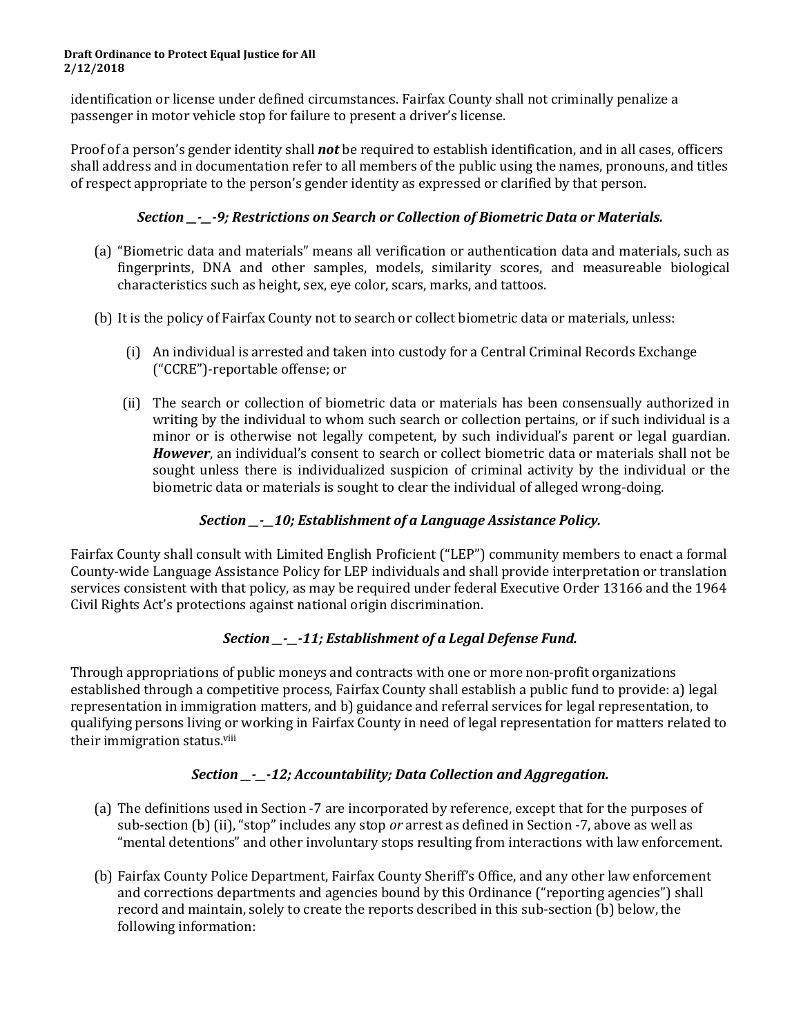identification or license under defined circumstances. Fairfax County shall not criminally penalize a passenger in motor vehicle stop for failure to present a driver's license.

Proof of a person's gender identity shall ***not*** be required to establish identification, and in all cases, officers shall address and in documentation refer to all members of the public using the names, pronouns, and titles of respect appropriate to the person's gender identity as expressed or clarified by that person.

### *Section __-__-9; Restrictions on Search or Collection of Biometric Data or Materials.*

(a) "Biometric data and materials" means all verification or authentication data and materials, such as fingerprints, DNA and other samples, models, similarity scores, and measureable biological characteristics such as height, sex, eye color, scars, marks, and tattoos.

(b) It is the policy of Fairfax County not to search or collect biometric data or materials, unless:

  (i) An individual is arrested and taken into custody for a Central Criminal Records Exchange ("CCRE")-reportable offense; or

  (ii) The search or collection of biometric data or materials has been consensually authorized in writing by the individual to whom such search or collection pertains, or if such individual is a minor or is otherwise not legally competent, by such individual's parent or legal guardian. ***However***, an individual's consent to search or collect biometric data or materials shall not be sought unless there is individualized suspicion of criminal activity by the individual or the biometric data or materials is sought to clear the individual of alleged wrong-doing.

### *Section __-__10; Establishment of a Language Assistance Policy.*

Fairfax County shall consult with Limited English Proficient ("LEP") community members to enact a formal County-wide Language Assistance Policy for LEP individuals and shall provide interpretation or translation services consistent with that policy, as may be required under federal Executive Order 13166 and the 1964 Civil Rights Act's protections against national origin discrimination.

### *Section __-__-11; Establishment of a Legal Defense Fund.*

Through appropriations of public moneys and contracts with one or more non-profit organizations established through a competitive process, Fairfax County shall establish a public fund to provide: a) legal representation in immigration matters, and b) guidance and referral services for legal representation, to qualifying persons living or working in Fairfax County in need of legal representation for matters related to their immigration status.[viii]

### *Section __-__-12; Accountability; Data Collection and Aggregation.*

(a) The definitions used in Section -7 are incorporated by reference, except that for the purposes of sub-section (b) (ii), "stop" includes any stop *or* arrest as defined in Section -7, above as well as "mental detentions" and other involuntary stops resulting from interactions with law enforcement.

(b) Fairfax County Police Department, Fairfax County Sheriff's Office, and any other law enforcement and corrections departments and agencies bound by this Ordinance ("reporting agencies") shall record and maintain, solely to create the reports described in this sub-section (b) below, the following information: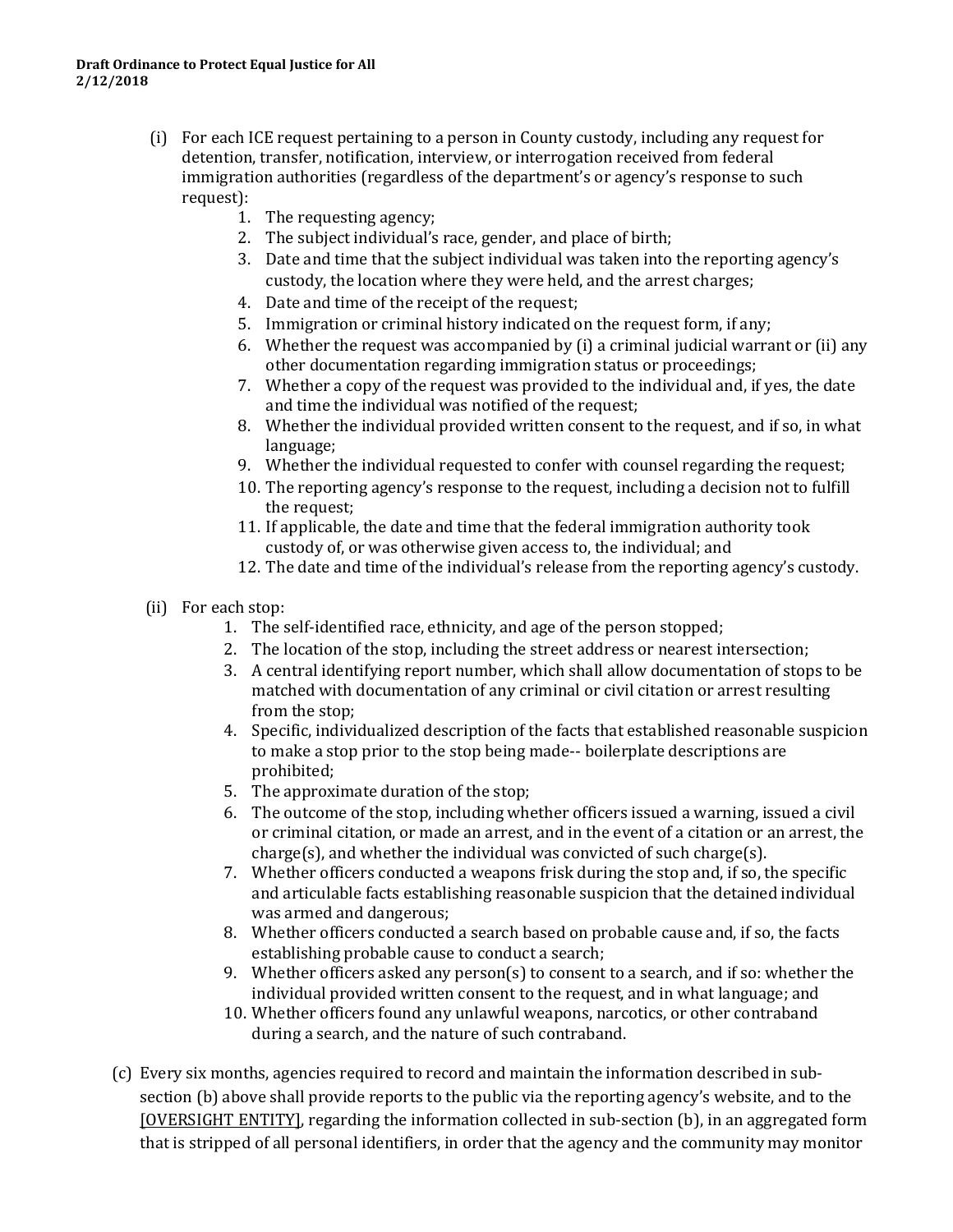(i) For each ICE request pertaining to a person in County custody, including any request for detention, transfer, notification, interview, or interrogation received from federal immigration authorities (regardless of the department's or agency's response to such request):

1. The requesting agency;
2. The subject individual's race, gender, and place of birth;
3. Date and time that the subject individual was taken into the reporting agency's custody, the location where they were held, and the arrest charges;
4. Date and time of the receipt of the request;
5. Immigration or criminal history indicated on the request form, if any;
6. Whether the request was accompanied by (i) a criminal judicial warrant or (ii) any other documentation regarding immigration status or proceedings;
7. Whether a copy of the request was provided to the individual and, if yes, the date and time the individual was notified of the request;
8. Whether the individual provided written consent to the request, and if so, in what language;
9. Whether the individual requested to confer with counsel regarding the request;
10. The reporting agency's response to the request, including a decision not to fulfill the request;
11. If applicable, the date and time that the federal immigration authority took custody of, or was otherwise given access to, the individual; and
12. The date and time of the individual's release from the reporting agency's custody.

(ii) For each stop:

1. The self-identified race, ethnicity, and age of the person stopped;
2. The location of the stop, including the street address or nearest intersection;
3. A central identifying report number, which shall allow documentation of stops to be matched with documentation of any criminal or civil citation or arrest resulting from the stop;
4. Specific, individualized description of the facts that established reasonable suspicion to make a stop prior to the stop being made-- boilerplate descriptions are prohibited;
5. The approximate duration of the stop;
6. The outcome of the stop, including whether officers issued a warning, issued a civil or criminal citation, or made an arrest, and in the event of a citation or an arrest, the charge(s), and whether the individual was convicted of such charge(s).
7. Whether officers conducted a weapons frisk during the stop and, if so, the specific and articulable facts establishing reasonable suspicion that the detained individual was armed and dangerous;
8. Whether officers conducted a search based on probable cause and, if so, the facts establishing probable cause to conduct a search;
9. Whether officers asked any person(s) to consent to a search, and if so: whether the individual provided written consent to the request, and in what language; and
10. Whether officers found any unlawful weapons, narcotics, or other contraband during a search, and the nature of such contraband.

(c) Every six months, agencies required to record and maintain the information described in sub-section (b) above shall provide reports to the public via the reporting agency's website, and to the [OVERSIGHT ENTITY], regarding the information collected in sub-section (b), in an aggregated form that is stripped of all personal identifiers, in order that the agency and the community may monitor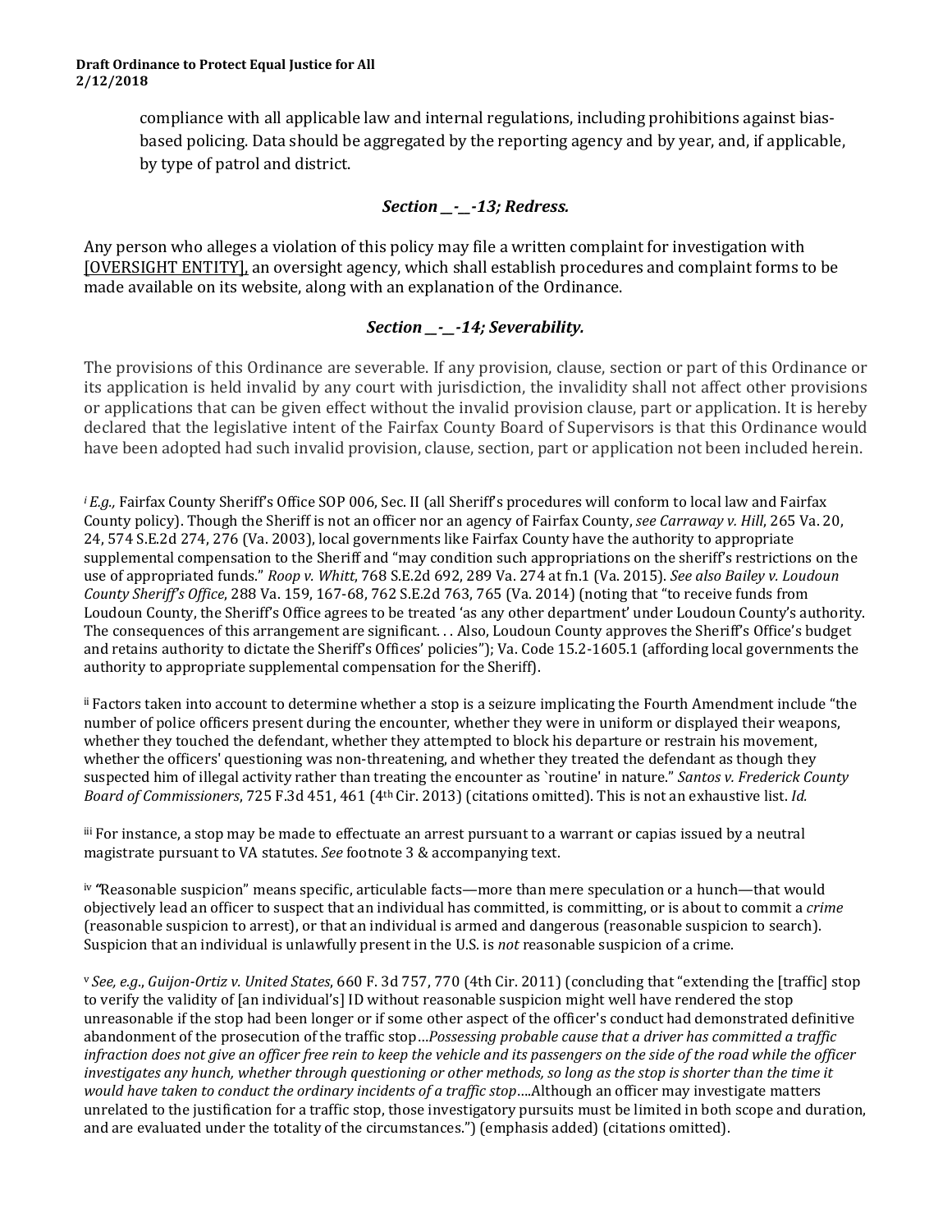compliance with all applicable law and internal regulations, including prohibitions against bias-based policing. Data should be aggregated by the reporting agency and by year, and, if applicable, by type of patrol and district.

### *Section \_\_-\_\_-13; Redress.*

Any person who alleges a violation of this policy may file a written complaint for investigation with [OVERSIGHT ENTITY], an oversight agency, which shall establish procedures and complaint forms to be made available on its website, along with an explanation of the Ordinance.

### *Section \_\_-\_\_-14; Severability.*

The provisions of this Ordinance are severable. If any provision, clause, section or part of this Ordinance or its application is held invalid by any court with jurisdiction, the invalidity shall not affect other provisions or applications that can be given effect without the invalid provision clause, part or application. It is hereby declared that the legislative intent of the Fairfax County Board of Supervisors is that this Ordinance would have been adopted had such invalid provision, clause, section, part or application not been included herein.

[i] *E.g.,* Fairfax County Sheriff's Office SOP 006, Sec. II (all Sheriff's procedures will conform to local law and Fairfax County policy). Though the Sheriff is not an officer nor an agency of Fairfax County, *see Carraway v. Hill*, 265 Va. 20, 24, 574 S.E.2d 274, 276 (Va. 2003), local governments like Fairfax County have the authority to appropriate supplemental compensation to the Sheriff and "may condition such appropriations on the sheriff's restrictions on the use of appropriated funds." *Roop v. Whitt*, 768 S.E.2d 692, 289 Va. 274 at fn.1 (Va. 2015). *See also Bailey v. Loudoun County Sheriff's Office*, 288 Va. 159, 167-68, 762 S.E.2d 763, 765 (Va. 2014) (noting that "to receive funds from Loudoun County, the Sheriff's Office agrees to be treated 'as any other department' under Loudoun County's authority. The consequences of this arrangement are significant. . . Also, Loudoun County approves the Sheriff's Office's budget and retains authority to dictate the Sheriff's Offices' policies"); Va. Code 15.2-1605.1 (affording local governments the authority to appropriate supplemental compensation for the Sheriff).

[ii] Factors taken into account to determine whether a stop is a seizure implicating the Fourth Amendment include "the number of police officers present during the encounter, whether they were in uniform or displayed their weapons, whether they touched the defendant, whether they attempted to block his departure or restrain his movement, whether the officers' questioning was non-threatening, and whether they treated the defendant as though they suspected him of illegal activity rather than treating the encounter as `routine' in nature." *Santos v. Frederick County Board of Commissioners*, 725 F.3d 451, 461 (4th Cir. 2013) (citations omitted). This is not an exhaustive list. *Id.*

[iii] For instance, a stop may be made to effectuate an arrest pursuant to a warrant or capias issued by a neutral magistrate pursuant to VA statutes. *See* footnote 3 & accompanying text.

[iv] "Reasonable suspicion" means specific, articulable facts—more than mere speculation or a hunch—that would objectively lead an officer to suspect that an individual has committed, is committing, or is about to commit a *crime* (reasonable suspicion to arrest), or that an individual is armed and dangerous (reasonable suspicion to search). Suspicion that an individual is unlawfully present in the U.S. is *not* reasonable suspicion of a crime.

[v] *See, e.g.*, *Guijon-Ortiz v. United States*, 660 F. 3d 757, 770 (4th Cir. 2011) (concluding that "extending the [traffic] stop to verify the validity of [an individual's] ID without reasonable suspicion might well have rendered the stop unreasonable if the stop had been longer or if some other aspect of the officer's conduct had demonstrated definitive abandonment of the prosecution of the traffic stop…*Possessing probable cause that a driver has committed a traffic infraction does not give an officer free rein to keep the vehicle and its passengers on the side of the road while the officer investigates any hunch, whether through questioning or other methods, so long as the stop is shorter than the time it would have taken to conduct the ordinary incidents of a traffic stop*….Although an officer may investigate matters unrelated to the justification for a traffic stop, those investigatory pursuits must be limited in both scope and duration, and are evaluated under the totality of the circumstances.") (emphasis added) (citations omitted).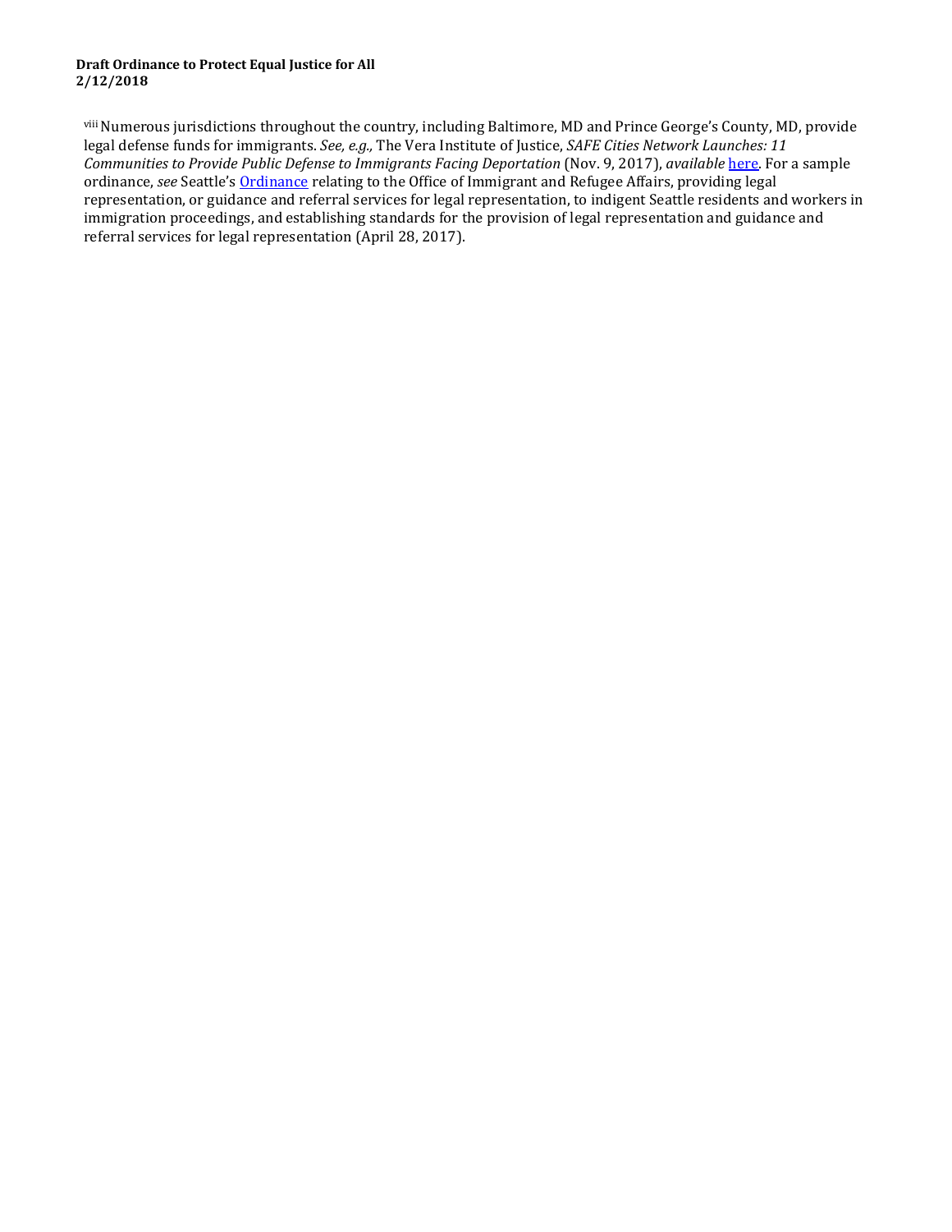[viii] Numerous jurisdictions throughout the country, including Baltimore, MD and Prince George's County, MD, provide legal defense funds for immigrants. *See, e.g.,* The Vera Institute of Justice, *SAFE Cities Network Launches: 11 Communities to Provide Public Defense to Immigrants Facing Deportation* (Nov. 9, 2017), *available* here. For a sample ordinance, *see* Seattle's Ordinance relating to the Office of Immigrant and Refugee Affairs, providing legal representation, or guidance and referral services for legal representation, to indigent Seattle residents and workers in immigration proceedings, and establishing standards for the provision of legal representation and guidance and referral services for legal representation (April 28, 2017).